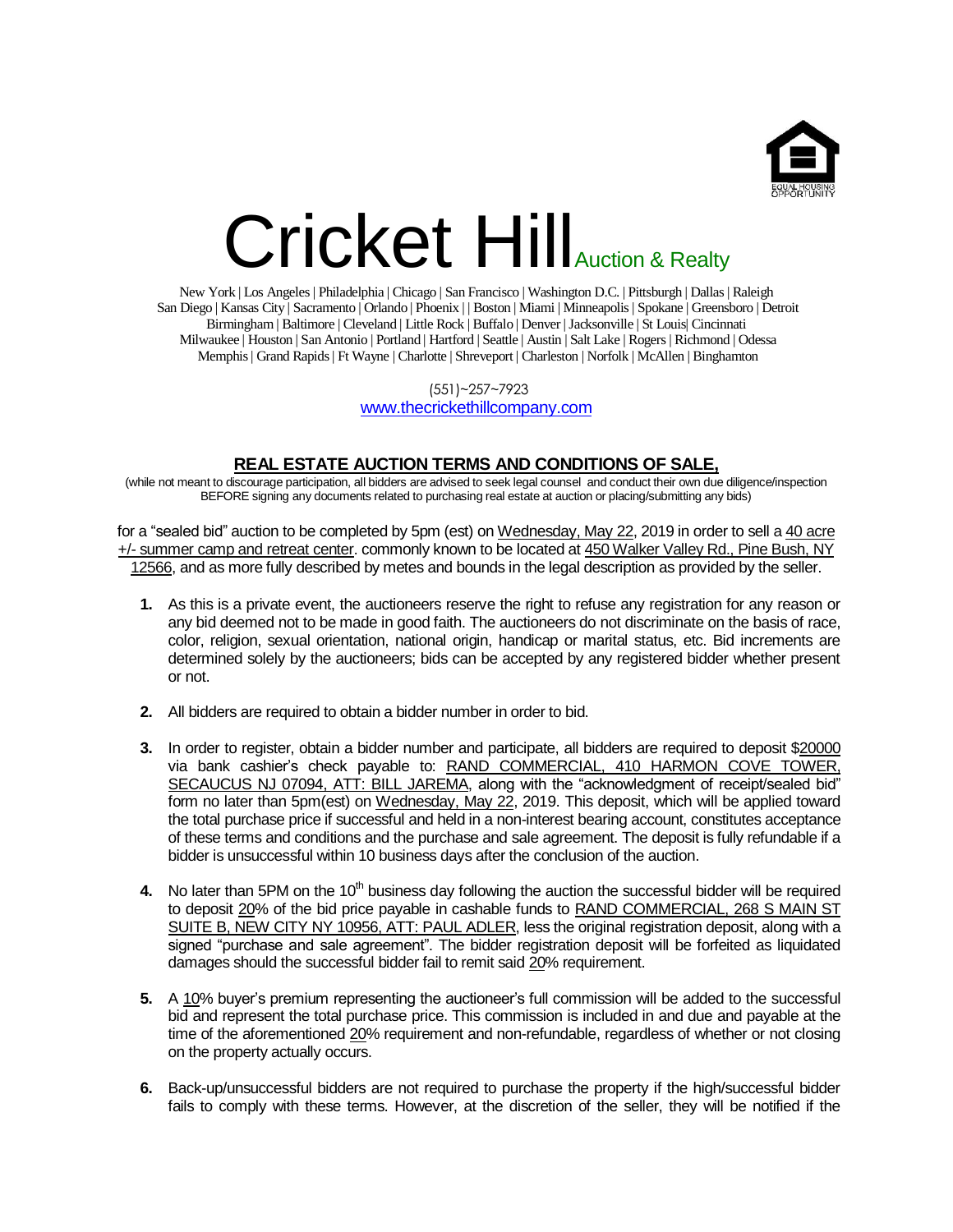# Cricket Hill Auction & Realty

New York | Los Angeles | Philadelphia | Chicago | San Francisco | Washington D.C. | Pittsburgh | Dallas | Raleigh
San Diego | Kansas City | Sacramento | Orlando | Phoenix | | Boston | Miami | Minneapolis | Spokane | Greensboro | Detroit
Birmingham | Baltimore | Cleveland | Little Rock | Buffalo | Denver | Jacksonville | St Louis| Cincinnati
Milwaukee | Houston | San Antonio | Portland | Hartford | Seattle | Austin | Salt Lake | Rogers | Richmond | Odessa
Memphis | Grand Rapids | Ft Wayne | Charlotte | Shreveport | Charleston | Norfolk | McAllen | Binghamton

(551)~257~7923
www.thecrickethillcompany.com

## REAL ESTATE AUCTION TERMS AND CONDITIONS OF SALE,

(while not meant to discourage participation, all bidders are advised to seek legal counsel and conduct their own due diligence/inspection BEFORE signing any documents related to purchasing real estate at auction or placing/submitting any bids)

for a "sealed bid" auction to be completed by 5pm (est) on Wednesday, May 22, 2019 in order to sell a 40 acre +/- summer camp and retreat center. commonly known to be located at 450 Walker Valley Rd., Pine Bush, NY 12566, and as more fully described by metes and bounds in the legal description as provided by the seller.

1. As this is a private event, the auctioneers reserve the right to refuse any registration for any reason or any bid deemed not to be made in good faith. The auctioneers do not discriminate on the basis of race, color, religion, sexual orientation, national origin, handicap or marital status, etc. Bid increments are determined solely by the auctioneers; bids can be accepted by any registered bidder whether present or not.

2. All bidders are required to obtain a bidder number in order to bid.

3. In order to register, obtain a bidder number and participate, all bidders are required to deposit $20000 via bank cashier's check payable to: RAND COMMERCIAL, 410 HARMON COVE TOWER, SECAUCUS NJ 07094, ATT: BILL JAREMA, along with the "acknowledgment of receipt/sealed bid" form no later than 5pm(est) on Wednesday, May 22, 2019. This deposit, which will be applied toward the total purchase price if successful and held in a non-interest bearing account, constitutes acceptance of these terms and conditions and the purchase and sale agreement. The deposit is fully refundable if a bidder is unsuccessful within 10 business days after the conclusion of the auction.

4. No later than 5PM on the 10th business day following the auction the successful bidder will be required to deposit 20% of the bid price payable in cashable funds to RAND COMMERCIAL, 268 S MAIN ST SUITE B, NEW CITY NY 10956, ATT: PAUL ADLER, less the original registration deposit, along with a signed "purchase and sale agreement". The bidder registration deposit will be forfeited as liquidated damages should the successful bidder fail to remit said 20% requirement.

5. A 10% buyer's premium representing the auctioneer's full commission will be added to the successful bid and represent the total purchase price. This commission is included in and due and payable at the time of the aforementioned 20% requirement and non-refundable, regardless of whether or not closing on the property actually occurs.

6. Back-up/unsuccessful bidders are not required to purchase the property if the high/successful bidder fails to comply with these terms. However, at the discretion of the seller, they will be notified if the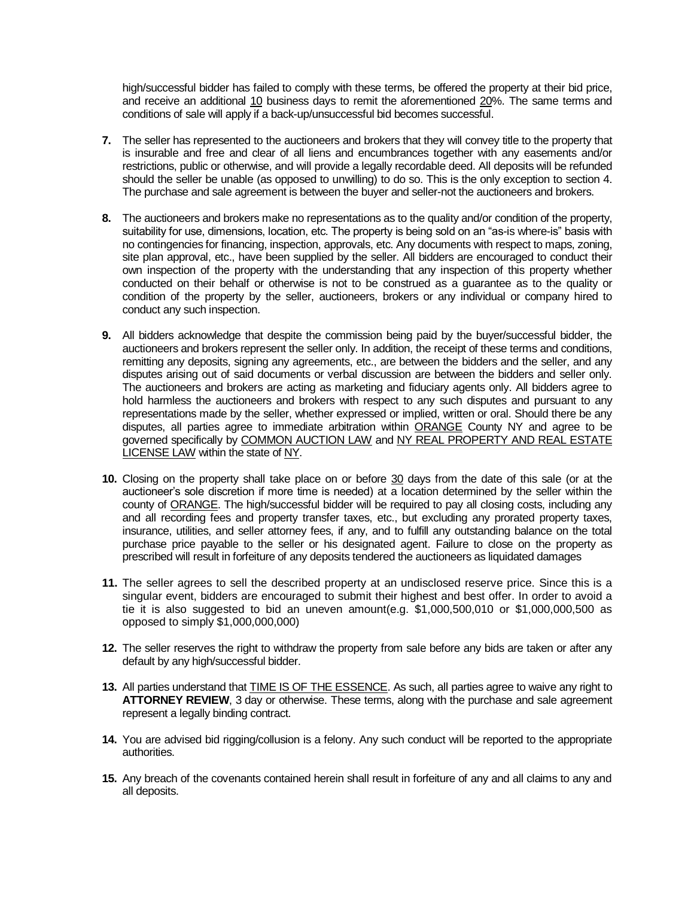high/successful bidder has failed to comply with these terms, be offered the property at their bid price, and receive an additional 10 business days to remit the aforementioned 20%. The same terms and conditions of sale will apply if a back-up/unsuccessful bid becomes successful.

7. The seller has represented to the auctioneers and brokers that they will convey title to the property that is insurable and free and clear of all liens and encumbrances together with any easements and/or restrictions, public or otherwise, and will provide a legally recordable deed. All deposits will be refunded should the seller be unable (as opposed to unwilling) to do so. This is the only exception to section 4. The purchase and sale agreement is between the buyer and seller-not the auctioneers and brokers.

8. The auctioneers and brokers make no representations as to the quality and/or condition of the property, suitability for use, dimensions, location, etc. The property is being sold on an "as-is where-is" basis with no contingencies for financing, inspection, approvals, etc. Any documents with respect to maps, zoning, site plan approval, etc., have been supplied by the seller. All bidders are encouraged to conduct their own inspection of the property with the understanding that any inspection of this property whether conducted on their behalf or otherwise is not to be construed as a guarantee as to the quality or condition of the property by the seller, auctioneers, brokers or any individual or company hired to conduct any such inspection.

9. All bidders acknowledge that despite the commission being paid by the buyer/successful bidder, the auctioneers and brokers represent the seller only. In addition, the receipt of these terms and conditions, remitting any deposits, signing any agreements, etc., are between the bidders and the seller, and any disputes arising out of said documents or verbal discussion are between the bidders and seller only. The auctioneers and brokers are acting as marketing and fiduciary agents only. All bidders agree to hold harmless the auctioneers and brokers with respect to any such disputes and pursuant to any representations made by the seller, whether expressed or implied, written or oral. Should there be any disputes, all parties agree to immediate arbitration within ORANGE County NY and agree to be governed specifically by COMMON AUCTION LAW and NY REAL PROPERTY AND REAL ESTATE LICENSE LAW within the state of NY.

10. Closing on the property shall take place on or before 30 days from the date of this sale (or at the auctioneer's sole discretion if more time is needed) at a location determined by the seller within the county of ORANGE. The high/successful bidder will be required to pay all closing costs, including any and all recording fees and property transfer taxes, etc., but excluding any prorated property taxes, insurance, utilities, and seller attorney fees, if any, and to fulfill any outstanding balance on the total purchase price payable to the seller or his designated agent. Failure to close on the property as prescribed will result in forfeiture of any deposits tendered the auctioneers as liquidated damages

11. The seller agrees to sell the described property at an undisclosed reserve price. Since this is a singular event, bidders are encouraged to submit their highest and best offer. In order to avoid a tie it is also suggested to bid an uneven amount(e.g. $1,000,500,010 or $1,000,000,500 as opposed to simply $1,000,000,000)

12. The seller reserves the right to withdraw the property from sale before any bids are taken or after any default by any high/successful bidder.

13. All parties understand that TIME IS OF THE ESSENCE. As such, all parties agree to waive any right to **ATTORNEY REVIEW**, 3 day or otherwise. These terms, along with the purchase and sale agreement represent a legally binding contract.

14. You are advised bid rigging/collusion is a felony. Any such conduct will be reported to the appropriate authorities.

15. Any breach of the covenants contained herein shall result in forfeiture of any and all claims to any and all deposits.